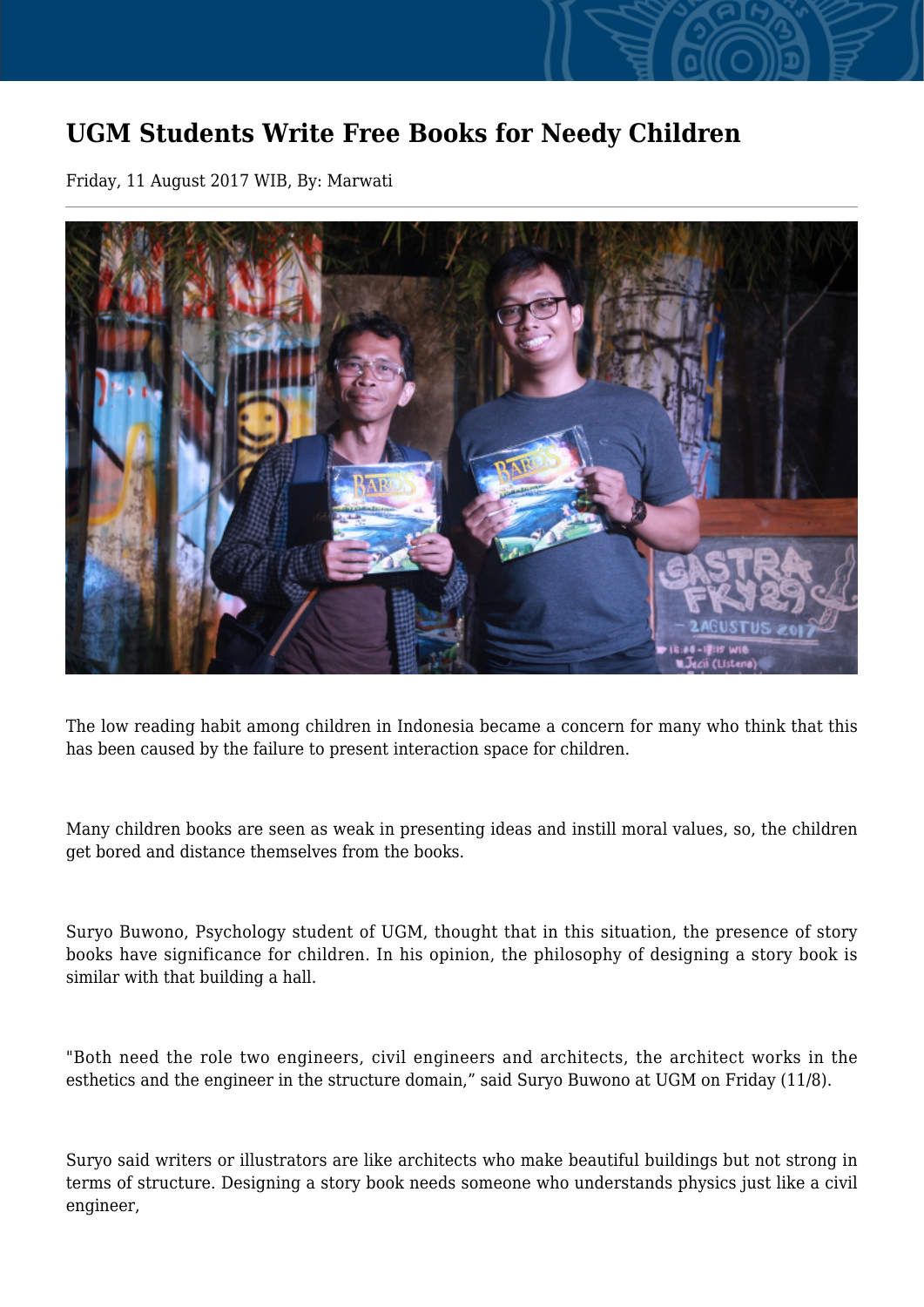# UGM Students Write Free Books for Needy Children

Friday, 11 August 2017 WIB, By: Marwati

The low reading habit among children in Indonesia became a concern for many who think that this has been caused by the failure to present interaction space for children.

Many children books are seen as weak in presenting ideas and instill moral values, so, the children get bored and distance themselves from the books.

Suryo Buwono, Psychology student of UGM, thought that in this situation, the presence of story books have significance for children. In his opinion, the philosophy of designing a story book is similar with that building a hall.

"Both need the role two engineers, civil engineers and architects, the architect works in the esthetics and the engineer in the structure domain," said Suryo Buwono at UGM on Friday (11/8).

Suryo said writers or illustrators are like architects who make beautiful buildings but not strong in terms of structure. Designing a story book needs someone who understands physics just like a civil engineer,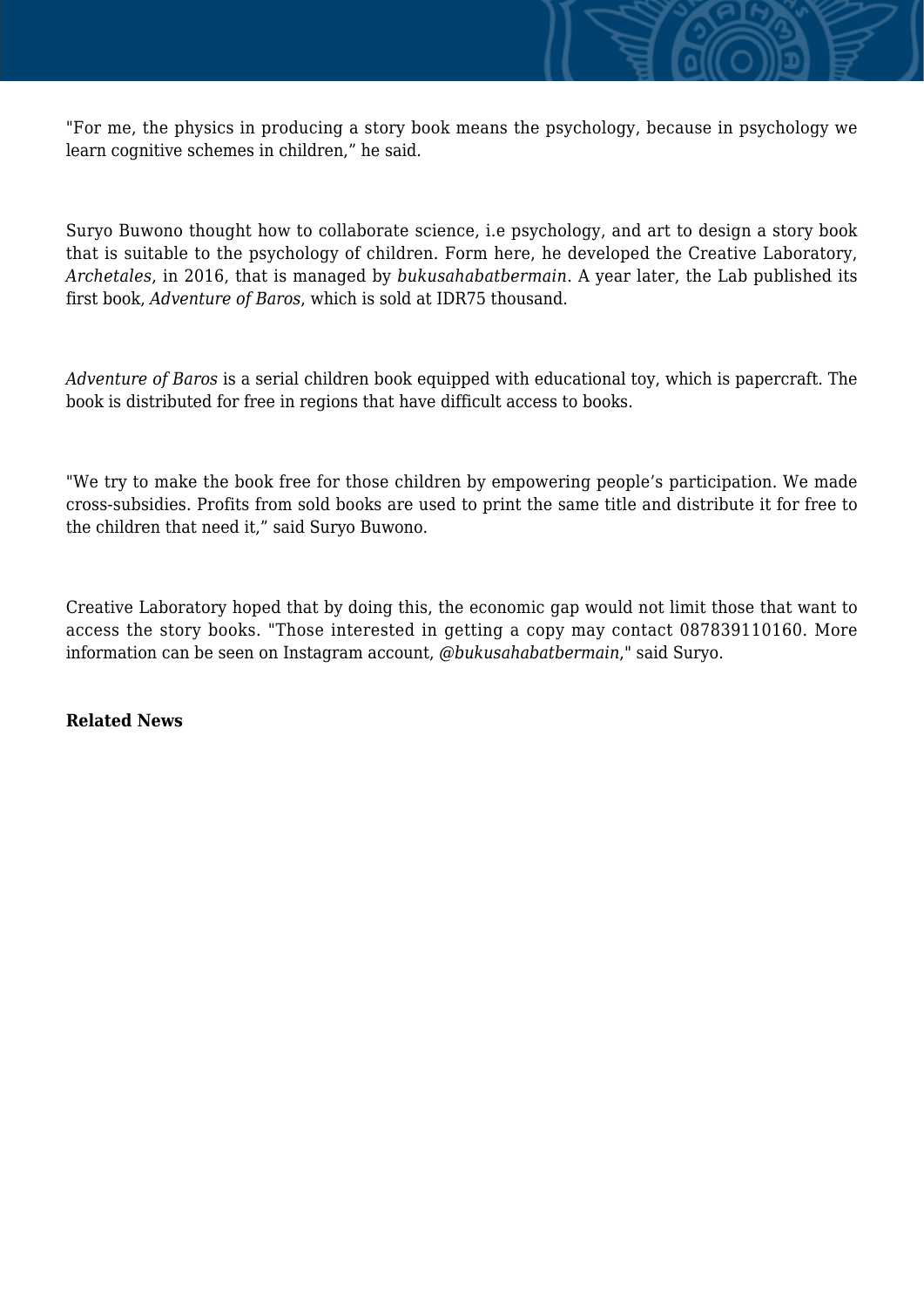"For me, the physics in producing a story book means the psychology, because in psychology we learn cognitive schemes in children," he said.

Suryo Buwono thought how to collaborate science, i.e psychology, and art to design a story book that is suitable to the psychology of children. Form here, he developed the Creative Laboratory, *Archetales*, in 2016, that is managed by *bukusahabatbermain*. A year later, the Lab published its first book, *Adventure of Baros*, which is sold at IDR75 thousand.

*Adventure of Baros* is a serial children book equipped with educational toy, which is papercraft. The book is distributed for free in regions that have difficult access to books.

"We try to make the book free for those children by empowering people's participation. We made cross-subsidies. Profits from sold books are used to print the same title and distribute it for free to the children that need it," said Suryo Buwono.

Creative Laboratory hoped that by doing this, the economic gap would not limit those that want to access the story books. "Those interested in getting a copy may contact 087839110160. More information can be seen on Instagram account, *@bukusahabatbermain*," said Suryo.

**Related News**